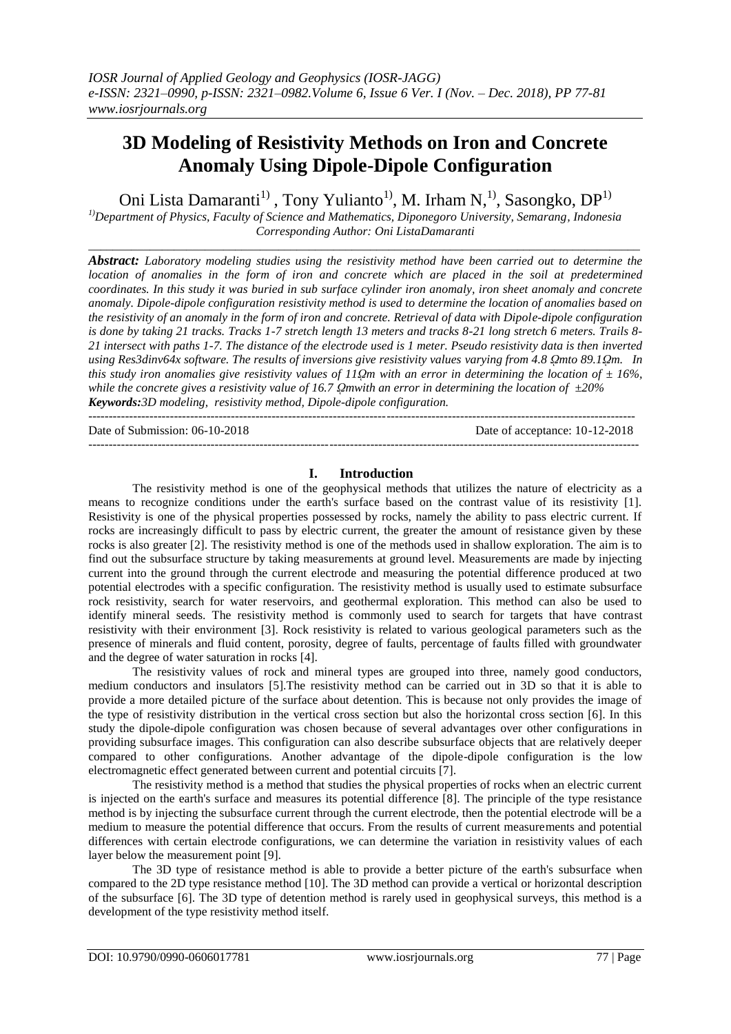# 3D Modeling of Resistivity Methods on Iron and Concrete Anomaly Using Dipole-Dipole Configuration

Oni Lista Damaranti[1) ], Tony Yulianto[1)], M. Irham N,[1)], Sasongko, DP[1)]

[1)]*Department of Physics, Faculty of Science and Mathematics, Diponegoro University, Semarang, Indonesia*
*Corresponding Author: Oni ListaDamaranti*

***Abstract:*** *Laboratory modeling studies using the resistivity method have been carried out to determine the location of anomalies in the form of iron and concrete which are placed in the soil at predetermined coordinates. In this study it was buried in sub surface cylinder iron anomaly, iron sheet anomaly and concrete anomaly. Dipole-dipole configuration resistivity method is used to determine the location of anomalies based on the resistivity of an anomaly in the form of iron and concrete. Retrieval of data with Dipole-dipole configuration is done by taking 21 tracks. Tracks 1-7 stretch length 13 meters and tracks 8-21 long stretch 6 meters. Trails 8-21 intersect with paths 1-7. The distance of the electrode used is 1 meter. Pseudo resistivity data is then inverted using Res3dinv64x software. The results of inversions give resistivity values varying from 4.8 Ωmto 89.1Ωm. In this study iron anomalies give resistivity values of 11Ωm with an error in determining the location of ± 16%, while the concrete gives a resistivity value of 16.7 Ωmwith an error in determining the location of ±20%*

***Keywords:****3D modeling, resistivity method, Dipole-dipole configuration.*

Date of Submission: 06-10-2018 Date of acceptance: 10-12-2018

## I. Introduction

The resistivity method is one of the geophysical methods that utilizes the nature of electricity as a means to recognize conditions under the earth's surface based on the contrast value of its resistivity [1]. Resistivity is one of the physical properties possessed by rocks, namely the ability to pass electric current. If rocks are increasingly difficult to pass by electric current, the greater the amount of resistance given by these rocks is also greater [2]. The resistivity method is one of the methods used in shallow exploration. The aim is to find out the subsurface structure by taking measurements at ground level. Measurements are made by injecting current into the ground through the current electrode and measuring the potential difference produced at two potential electrodes with a specific configuration. The resistivity method is usually used to estimate subsurface rock resistivity, search for water reservoirs, and geothermal exploration. This method can also be used to identify mineral seeds. The resistivity method is commonly used to search for targets that have contrast resistivity with their environment [3]. Rock resistivity is related to various geological parameters such as the presence of minerals and fluid content, porosity, degree of faults, percentage of faults filled with groundwater and the degree of water saturation in rocks [4].

The resistivity values of rock and mineral types are grouped into three, namely good conductors, medium conductors and insulators [5].The resistivity method can be carried out in 3D so that it is able to provide a more detailed picture of the surface about detention. This is because not only provides the image of the type of resistivity distribution in the vertical cross section but also the horizontal cross section [6]. In this study the dipole-dipole configuration was chosen because of several advantages over other configurations in providing subsurface images. This configuration can also describe subsurface objects that are relatively deeper compared to other configurations. Another advantage of the dipole-dipole configuration is the low electromagnetic effect generated between current and potential circuits [7].

The resistivity method is a method that studies the physical properties of rocks when an electric current is injected on the earth's surface and measures its potential difference [8]. The principle of the type resistance method is by injecting the subsurface current through the current electrode, then the potential electrode will be a medium to measure the potential difference that occurs. From the results of current measurements and potential differences with certain electrode configurations, we can determine the variation in resistivity values of each layer below the measurement point [9].

The 3D type of resistance method is able to provide a better picture of the earth's subsurface when compared to the 2D type resistance method [10]. The 3D method can provide a vertical or horizontal description of the subsurface [6]. The 3D type of detention method is rarely used in geophysical surveys, this method is a development of the type resistivity method itself.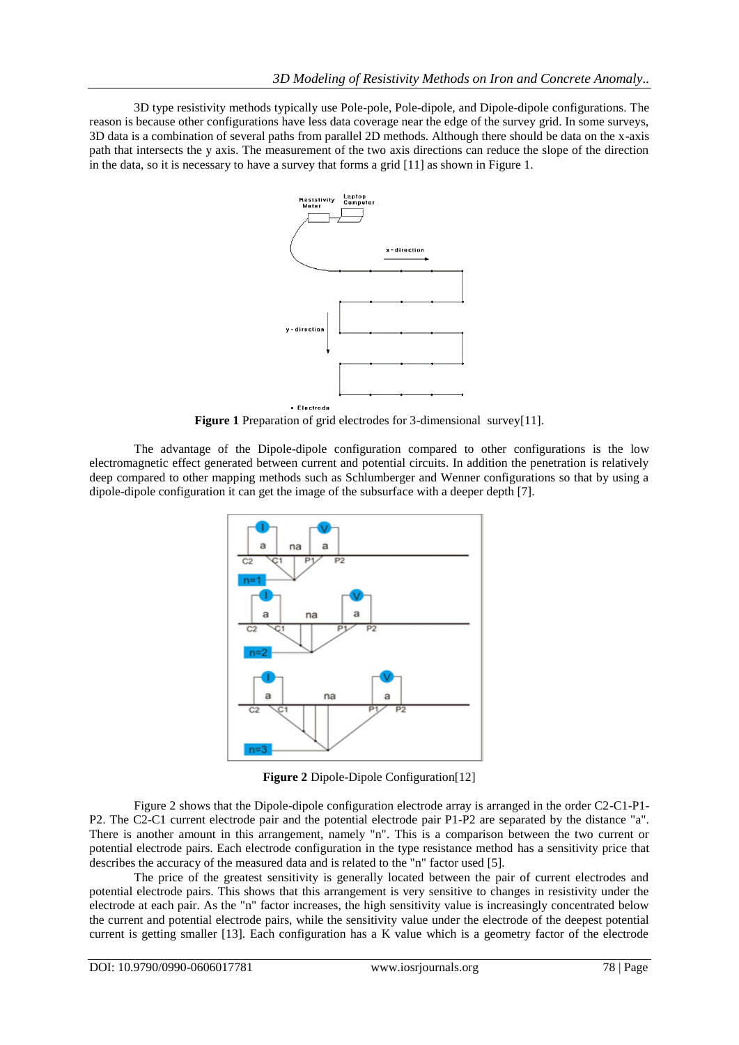3D type resistivity methods typically use Pole-pole, Pole-dipole, and Dipole-dipole configurations. The reason is because other configurations have less data coverage near the edge of the survey grid. In some surveys, 3D data is a combination of several paths from parallel 2D methods. Although there should be data on the x-axis path that intersects the y axis. The measurement of the two axis directions can reduce the slope of the direction in the data, so it is necessary to have a survey that forms a grid [11] as shown in Figure 1.

**Figure 1** Preparation of grid electrodes for 3-dimensional survey[11].

The advantage of the Dipole-dipole configuration compared to other configurations is the low electromagnetic effect generated between current and potential circuits. In addition the penetration is relatively deep compared to other mapping methods such as Schlumberger and Wenner configurations so that by using a dipole-dipole configuration it can get the image of the subsurface with a deeper depth [7].

**Figure 2** Dipole-Dipole Configuration[12]

Figure 2 shows that the Dipole-dipole configuration electrode array is arranged in the order C2-C1-P1-P2. The C2-C1 current electrode pair and the potential electrode pair P1-P2 are separated by the distance "a". There is another amount in this arrangement, namely "n". This is a comparison between the two current or potential electrode pairs. Each electrode configuration in the type resistance method has a sensitivity price that describes the accuracy of the measured data and is related to the "n" factor used [5].

The price of the greatest sensitivity is generally located between the pair of current electrodes and potential electrode pairs. This shows that this arrangement is very sensitive to changes in resistivity under the electrode at each pair. As the "n" factor increases, the high sensitivity value is increasingly concentrated below the current and potential electrode pairs, while the sensitivity value under the electrode of the deepest potential current is getting smaller [13]. Each configuration has a K value which is a geometry factor of the electrode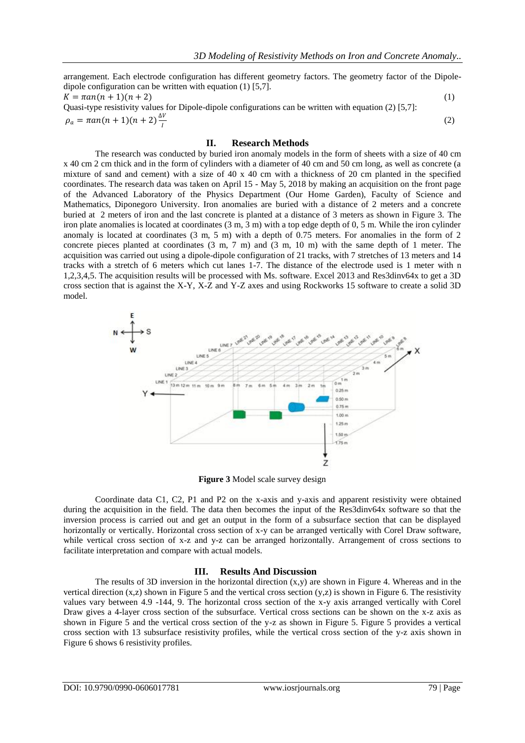arrangement. Each electrode configuration has different geometry factors. The geometry factor of the Dipole-dipole configuration can be written with equation (1) [5,7].

$$K = \pi an(n+1)(n+2) \quad (1)$$

Quasi-type resistivity values for Dipole-dipole configurations can be written with equation (2) [5,7]:

$$\rho_a = \pi an(n+1)(n+2)\frac{\Delta V}{I} \quad (2)$$

## II. Research Methods

The research was conducted by buried iron anomaly models in the form of sheets with a size of 40 cm x 40 cm 2 cm thick and in the form of cylinders with a diameter of 40 cm and 50 cm long, as well as concrete (a mixture of sand and cement) with a size of 40 x 40 cm with a thickness of 20 cm planted in the specified coordinates. The research data was taken on April 15 - May 5, 2018 by making an acquisition on the front page of the Advanced Laboratory of the Physics Department (Our Home Garden), Faculty of Science and Mathematics, Diponegoro University. Iron anomalies are buried with a distance of 2 meters and a concrete buried at 2 meters of iron and the last concrete is planted at a distance of 3 meters as shown in Figure 3. The iron plate anomalies is located at coordinates (3 m, 3 m) with a top edge depth of 0, 5 m. While the iron cylinder anomaly is located at coordinates (3 m, 5 m) with a depth of 0.75 meters. For anomalies in the form of 2 concrete pieces planted at coordinates (3 m, 7 m) and (3 m, 10 m) with the same depth of 1 meter. The acquisition was carried out using a dipole-dipole configuration of 21 tracks, with 7 stretches of 13 meters and 14 tracks with a stretch of 6 meters which cut lanes 1-7. The distance of the electrode used is 1 meter with n 1,2,3,4,5. The acquisition results will be processed with Ms. software. Excel 2013 and Res3dinv64x to get a 3D cross section that is against the X-Y, X-Z and Y-Z axes and using Rockworks 15 software to create a solid 3D model.

**Figure 3** Model scale survey design

Coordinate data C1, C2, P1 and P2 on the x-axis and y-axis and apparent resistivity were obtained during the acquisition in the field. The data then becomes the input of the Res3dinv64x software so that the inversion process is carried out and get an output in the form of a subsurface section that can be displayed horizontally or vertically. Horizontal cross section of x-y can be arranged vertically with Corel Draw software, while vertical cross section of x-z and y-z can be arranged horizontally. Arrangement of cross sections to facilitate interpretation and compare with actual models.

## III. Results And Discussion

The results of 3D inversion in the horizontal direction (x,y) are shown in Figure 4. Whereas and in the vertical direction (x,z) shown in Figure 5 and the vertical cross section (y,z) is shown in Figure 6. The resistivity values vary between 4.9 -144, 9. The horizontal cross section of the x-y axis arranged vertically with Corel Draw gives a 4-layer cross section of the subsurface. Vertical cross sections can be shown on the x-z axis as shown in Figure 5 and the vertical cross section of the y-z as shown in Figure 5. Figure 5 provides a vertical cross section with 13 subsurface resistivity profiles, while the vertical cross section of the y-z axis shown in Figure 6 shows 6 resistivity profiles.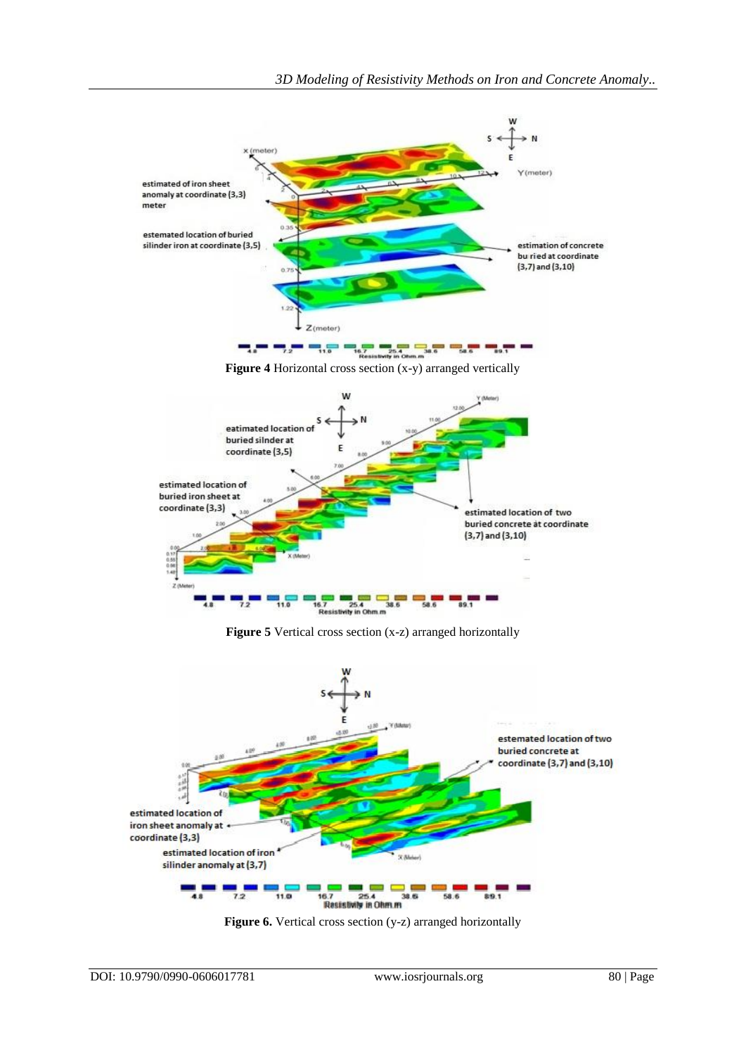**Figure 4** Horizontal cross section (x-y) arranged vertically

**Figure 5** Vertical cross section (x-z) arranged horizontally

**Figure 6.** Vertical cross section (y-z) arranged horizontally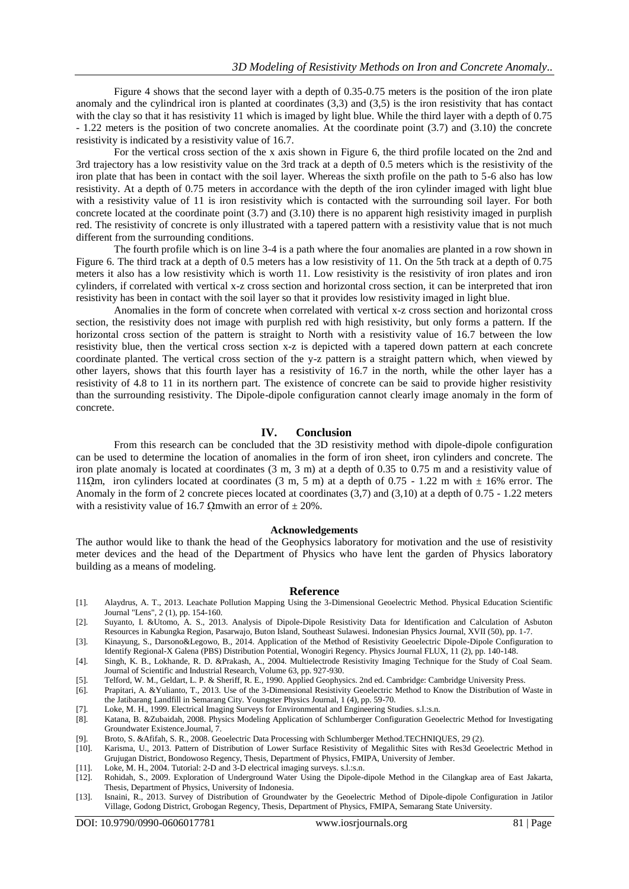Figure 4 shows that the second layer with a depth of 0.35-0.75 meters is the position of the iron plate anomaly and the cylindrical iron is planted at coordinates (3,3) and (3,5) is the iron resistivity that has contact with the clay so that it has resistivity 11 which is imaged by light blue. While the third layer with a depth of 0.75 - 1.22 meters is the position of two concrete anomalies. At the coordinate point (3.7) and (3.10) the concrete resistivity is indicated by a resistivity value of 16.7.

For the vertical cross section of the x axis shown in Figure 6, the third profile located on the 2nd and 3rd trajectory has a low resistivity value on the 3rd track at a depth of 0.5 meters which is the resistivity of the iron plate that has been in contact with the soil layer. Whereas the sixth profile on the path to 5-6 also has low resistivity. At a depth of 0.75 meters in accordance with the depth of the iron cylinder imaged with light blue with a resistivity value of 11 is iron resistivity which is contacted with the surrounding soil layer. For both concrete located at the coordinate point (3.7) and (3.10) there is no apparent high resistivity imaged in purplish red. The resistivity of concrete is only illustrated with a tapered pattern with a resistivity value that is not much different from the surrounding conditions.

The fourth profile which is on line 3-4 is a path where the four anomalies are planted in a row shown in Figure 6. The third track at a depth of 0.5 meters has a low resistivity of 11. On the 5th track at a depth of 0.75 meters it also has a low resistivity which is worth 11. Low resistivity is the resistivity of iron plates and iron cylinders, if correlated with vertical x-z cross section and horizontal cross section, it can be interpreted that iron resistivity has been in contact with the soil layer so that it provides low resistivity imaged in light blue.

Anomalies in the form of concrete when correlated with vertical x-z cross section and horizontal cross section, the resistivity does not image with purplish red with high resistivity, but only forms a pattern. If the horizontal cross section of the pattern is straight to North with a resistivity value of 16.7 between the low resistivity blue, then the vertical cross section x-z is depicted with a tapered down pattern at each concrete coordinate planted. The vertical cross section of the y-z pattern is a straight pattern which, when viewed by other layers, shows that this fourth layer has a resistivity of 16.7 in the north, while the other layer has a resistivity of 4.8 to 11 in its northern part. The existence of concrete can be said to provide higher resistivity than the surrounding resistivity. The Dipole-dipole configuration cannot clearly image anomaly in the form of concrete.

## IV. Conclusion

From this research can be concluded that the 3D resistivity method with dipole-dipole configuration can be used to determine the location of anomalies in the form of iron sheet, iron cylinders and concrete. The iron plate anomaly is located at coordinates (3 m, 3 m) at a depth of 0.35 to 0.75 m and a resistivity value of 11Ωm, iron cylinders located at coordinates (3 m, 5 m) at a depth of 0.75 - 1.22 m with ± 16% error. The Anomaly in the form of 2 concrete pieces located at coordinates (3,7) and (3,10) at a depth of 0.75 - 1.22 meters with a resistivity value of 16.7 Ωmwith an error of ± 20%.

### Acknowledgements

The author would like to thank the head of the Geophysics laboratory for motivation and the use of resistivity meter devices and the head of the Department of Physics who have lent the garden of Physics laboratory building as a means of modeling.

### Reference

[1]. Alaydrus, A. T., 2013. Leachate Pollution Mapping Using the 3-Dimensional Geoelectric Method. Physical Education Scientific Journal "Lens", 2 (1), pp. 154-160.
[2]. Suyanto, I. &Utomo, A. S., 2013. Analysis of Dipole-Dipole Resistivity Data for Identification and Calculation of Asbuton Resources in Kabungka Region, Pasarwajo, Buton Island, Southeast Sulawesi. Indonesian Physics Journal, XVII (50), pp. 1-7.
[3]. Kinayung, S., Darsono&Legowo, B., 2014. Application of the Method of Resistivity Geoelectric Dipole-Dipole Configuration to Identify Regional-X Galena (PBS) Distribution Potential, Wonogiri Regency. Physics Journal FLUX, 11 (2), pp. 140-148.
[4]. Singh, K. B., Lokhande, R. D. &Prakash, A., 2004. Multielectrode Resistivity Imaging Technique for the Study of Coal Seam. Journal of Scientific and Industrial Research, Volume 63, pp. 927-930.
[5]. Telford, W. M., Geldart, L. P. & Sheriff, R. E., 1990. Applied Geophysics. 2nd ed. Cambridge: Cambridge University Press.
[6]. Prapitari, A. &Yulianto, T., 2013. Use of the 3-Dimensional Resistivity Geoelectric Method to Know the Distribution of Waste in the Jatibarang Landfill in Semarang City. Youngster Physics Journal, 1 (4), pp. 59-70.
[7]. Loke, M. H., 1999. Electrical Imaging Surveys for Environmental and Engineering Studies. s.l.:s.n.
[8]. Katana, B. &Zubaidah, 2008. Physics Modeling Application of Schlumberger Configuration Geoelectric Method for Investigating Groundwater Existence.Journal, 7.
[9]. Broto, S. &Afifah, S. R., 2008. Geoelectric Data Processing with Schlumberger Method.TECHNIQUES, 29 (2).
[10]. Karisma, U., 2013. Pattern of Distribution of Lower Surface Resistivity of Megalithic Sites with Res3d Geoelectric Method in Grujugan District, Bondowoso Regency, Thesis, Department of Physics, FMIPA, University of Jember.
[11]. Loke, M. H., 2004. Tutorial: 2-D and 3-D electrical imaging surveys. s.l.:s.n.
[12]. Rohidah, S., 2009. Exploration of Underground Water Using the Dipole-dipole Method in the Cilangkap area of East Jakarta, Thesis, Department of Physics, University of Indonesia.
[13]. Isnaini, R., 2013. Survey of Distribution of Groundwater by the Geoelectric Method of Dipole-dipole Configuration in Jatilor Village, Godong District, Grobogan Regency, Thesis, Department of Physics, FMIPA, Semarang State University.